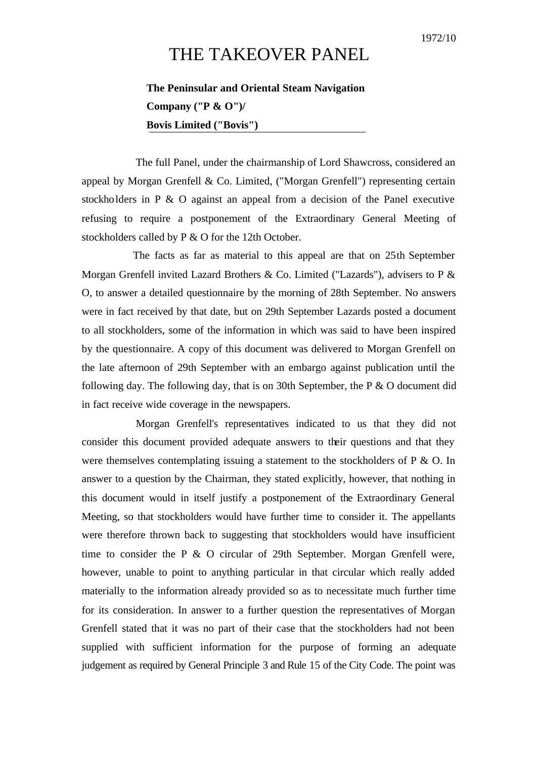1972/10

# THE TAKEOVER PANEL

**The Peninsular and Oriental Steam Navigation Company ("P & O")/ Bovis Limited ("Bovis")**

The full Panel, under the chairmanship of Lord Shawcross, considered an appeal by Morgan Grenfell & Co. Limited, ("Morgan Grenfell") representing certain stockholders in P & O against an appeal from a decision of the Panel executive refusing to require a postponement of the Extraordinary General Meeting of stockholders called by P & O for the 12th October.

The facts as far as material to this appeal are that on 25th September Morgan Grenfell invited Lazard Brothers & Co. Limited ("Lazards"), advisers to P & O, to answer a detailed questionnaire by the morning of 28th September. No answers were in fact received by that date, but on 29th September Lazards posted a document to all stockholders, some of the information in which was said to have been inspired by the questionnaire. A copy of this document was delivered to Morgan Grenfell on the late afternoon of 29th September with an embargo against publication until the following day. The following day, that is on 30th September, the P & O document did in fact receive wide coverage in the newspapers.

Morgan Grenfell's representatives indicated to us that they did not consider this document provided adequate answers to their questions and that they were themselves contemplating issuing a statement to the stockholders of P & O. In answer to a question by the Chairman, they stated explicitly, however, that nothing in this document would in itself justify a postponement of the Extraordinary General Meeting, so that stockholders would have further time to consider it. The appellants were therefore thrown back to suggesting that stockholders would have insufficient time to consider the P & O circular of 29th September. Morgan Grenfell were, however, unable to point to anything particular in that circular which really added materially to the information already provided so as to necessitate much further time for its consideration. In answer to a further question the representatives of Morgan Grenfell stated that it was no part of their case that the stockholders had not been supplied with sufficient information for the purpose of forming an adequate judgement as required by General Principle 3 and Rule 15 of the City Code. The point was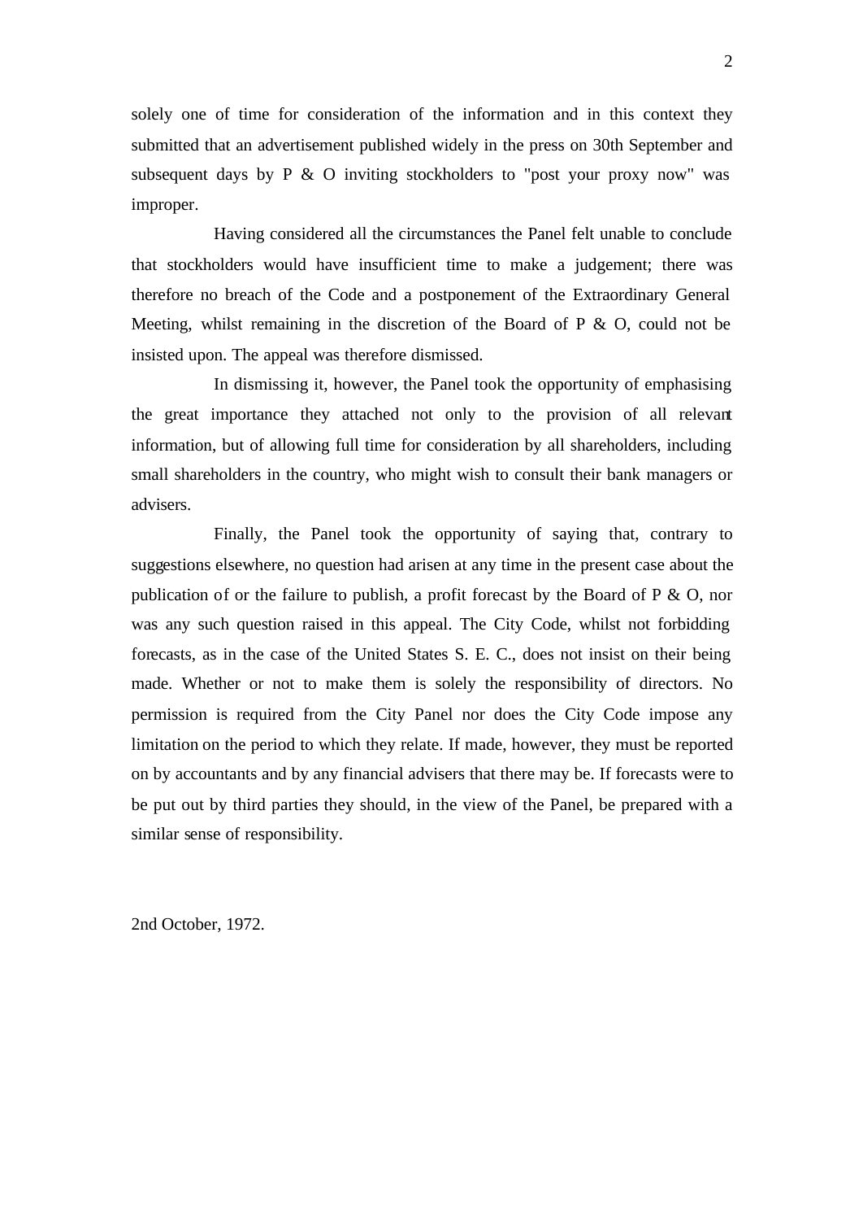solely one of time for consideration of the information and in this context they submitted that an advertisement published widely in the press on 30th September and subsequent days by P & O inviting stockholders to "post your proxy now" was improper.

Having considered all the circumstances the Panel felt unable to conclude that stockholders would have insufficient time to make a judgement; there was therefore no breach of the Code and a postponement of the Extraordinary General Meeting, whilst remaining in the discretion of the Board of P & O, could not be insisted upon. The appeal was therefore dismissed.

In dismissing it, however, the Panel took the opportunity of emphasising the great importance they attached not only to the provision of all relevant information, but of allowing full time for consideration by all shareholders, including small shareholders in the country, who might wish to consult their bank managers or advisers.

Finally, the Panel took the opportunity of saying that, contrary to suggestions elsewhere, no question had arisen at any time in the present case about the publication of or the failure to publish, a profit forecast by the Board of P & O, nor was any such question raised in this appeal. The City Code, whilst not forbidding forecasts, as in the case of the United States S. E. C., does not insist on their being made. Whether or not to make them is solely the responsibility of directors. No permission is required from the City Panel nor does the City Code impose any limitation on the period to which they relate. If made, however, they must be reported on by accountants and by any financial advisers that there may be. If forecasts were to be put out by third parties they should, in the view of the Panel, be prepared with a similar sense of responsibility.

2nd October, 1972.